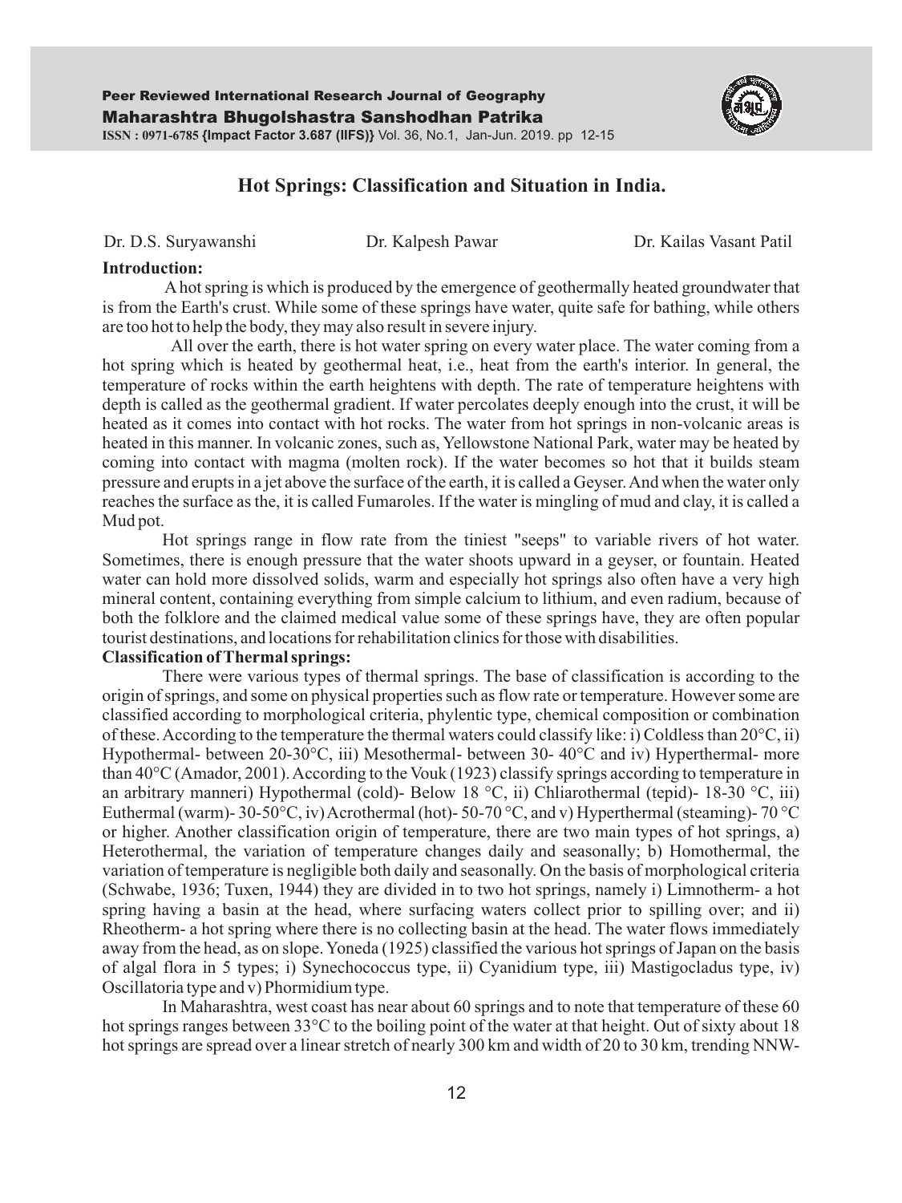# Hot Springs: Classification and Situation in India.

Dr. D.S. Suryawanshi Dr. Kalpesh Pawar Dr. Kailas Vasant Patil

**Introduction:**

A hot spring is which is produced by the emergence of geothermally heated groundwater that is from the Earth's crust. While some of these springs have water, quite safe for bathing, while others are too hot to help the body, they may also result in severe injury.

All over the earth, there is hot water spring on every water place. The water coming from a hot spring which is heated by geothermal heat, i.e., heat from the earth's interior. In general, the temperature of rocks within the earth heightens with depth. The rate of temperature heightens with depth is called as the geothermal gradient. If water percolates deeply enough into the crust, it will be heated as it comes into contact with hot rocks. The water from hot springs in non-volcanic areas is heated in this manner. In volcanic zones, such as, Yellowstone National Park, water may be heated by coming into contact with magma (molten rock). If the water becomes so hot that it builds steam pressure and erupts in a jet above the surface of the earth, it is called a Geyser. And when the water only reaches the surface as the, it is called Fumaroles. If the water is mingling of mud and clay, it is called a Mud pot.

Hot springs range in flow rate from the tiniest "seeps" to variable rivers of hot water. Sometimes, there is enough pressure that the water shoots upward in a geyser, or fountain. Heated water can hold more dissolved solids, warm and especially hot springs also often have a very high mineral content, containing everything from simple calcium to lithium, and even radium, because of both the folklore and the claimed medical value some of these springs have, they are often popular tourist destinations, and locations for rehabilitation clinics for those with disabilities.

**Classification of Thermal springs:**

There were various types of thermal springs. The base of classification is according to the origin of springs, and some on physical properties such as flow rate or temperature. However some are classified according to morphological criteria, phylentic type, chemical composition or combination of these. According to the temperature the thermal waters could classify like: i) Coldless than 20°C, ii) Hypothermal- between 20-30°C, iii) Mesothermal- between 30- 40°C and iv) Hyperthermal- more than 40°C (Amador, 2001). According to the Vouk (1923) classify springs according to temperature in an arbitrary manneri) Hypothermal (cold)- Below 18 °C, ii) Chliarothermal (tepid)- 18-30 °C, iii) Euthermal (warm)- 30-50°C, iv) Acrothermal (hot)- 50-70 °C, and v) Hyperthermal (steaming)- 70 °C or higher. Another classification origin of temperature, there are two main types of hot springs, a) Heterothermal, the variation of temperature changes daily and seasonally; b) Homothermal, the variation of temperature is negligible both daily and seasonally. On the basis of morphological criteria (Schwabe, 1936; Tuxen, 1944) they are divided in to two hot springs, namely i) Limnotherm- a hot spring having a basin at the head, where surfacing waters collect prior to spilling over; and ii) Rheotherm- a hot spring where there is no collecting basin at the head. The water flows immediately away from the head, as on slope. Yoneda (1925) classified the various hot springs of Japan on the basis of algal flora in 5 types; i) Synechococcus type, ii) Cyanidium type, iii) Mastigocladus type, iv) Oscillatoria type and v) Phormidium type.

In Maharashtra, west coast has near about 60 springs and to note that temperature of these 60 hot springs ranges between 33°C to the boiling point of the water at that height. Out of sixty about 18 hot springs are spread over a linear stretch of nearly 300 km and width of 20 to 30 km, trending NNW-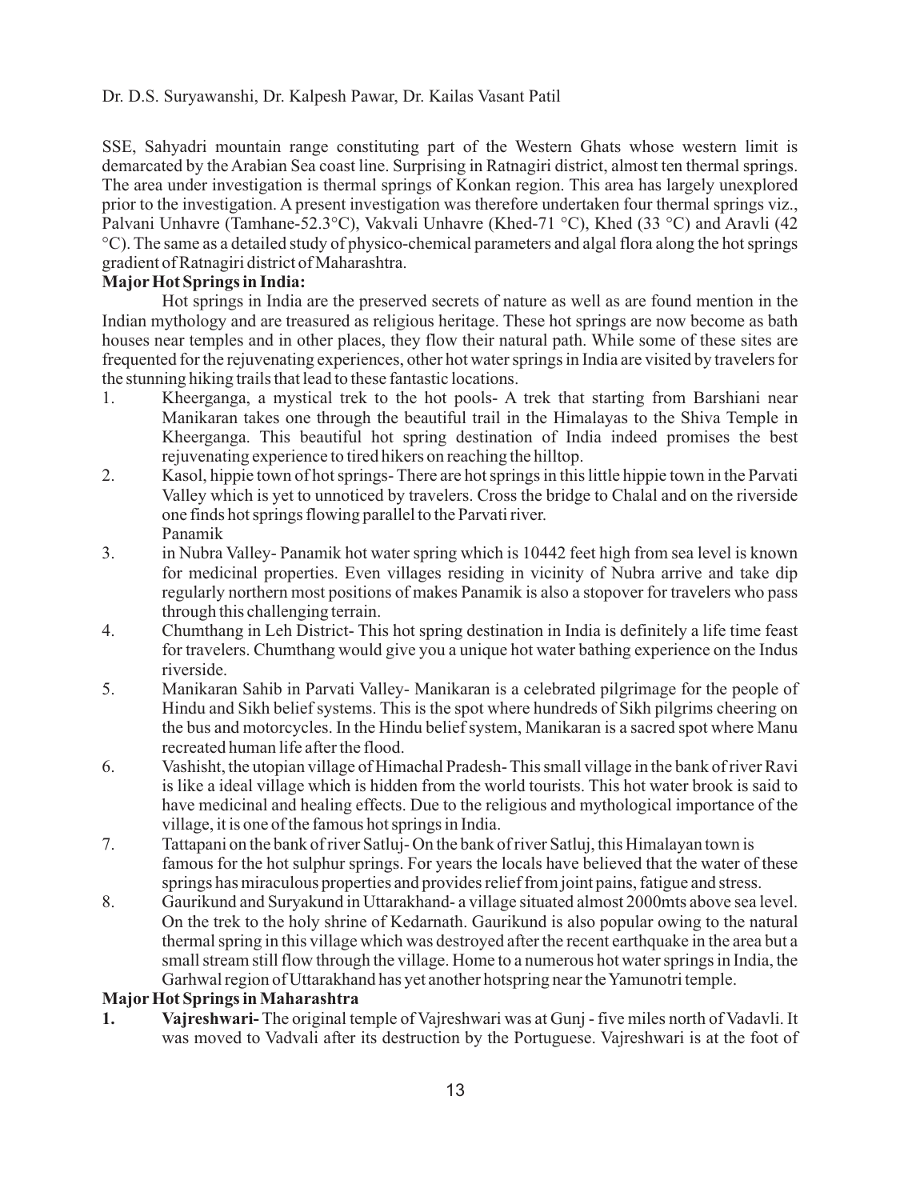SSE, Sahyadri mountain range constituting part of the Western Ghats whose western limit is demarcated by the Arabian Sea coast line. Surprising in Ratnagiri district, almost ten thermal springs. The area under investigation is thermal springs of Konkan region. This area has largely unexplored prior to the investigation. A present investigation was therefore undertaken four thermal springs viz., Palvani Unhavre (Tamhane-52.3°C), Vakvali Unhavre (Khed-71 °C), Khed (33 °C) and Aravli (42 °C). The same as a detailed study of physico-chemical parameters and algal flora along the hot springs gradient of Ratnagiri district of Maharashtra.

**Major Hot Springs in India:**

Hot springs in India are the preserved secrets of nature as well as are found mention in the Indian mythology and are treasured as religious heritage. These hot springs are now become as bath houses near temples and in other places, they flow their natural path. While some of these sites are frequented for the rejuvenating experiences, other hot water springs in India are visited by travelers for the stunning hiking trails that lead to these fantastic locations.

1. Kheerganga, a mystical trek to the hot pools- A trek that starting from Barshiani near Manikaran takes one through the beautiful trail in the Himalayas to the Shiva Temple in Kheerganga. This beautiful hot spring destination of India indeed promises the best rejuvenating experience to tired hikers on reaching the hilltop.
2. Kasol, hippie town of hot springs- There are hot springs in this little hippie town in the Parvati Valley which is yet to unnoticed by travelers. Cross the bridge to Chalal and on the riverside one finds hot springs flowing parallel to the Parvati river.
3. Panamik in Nubra Valley- Panamik hot water spring which is 10442 feet high from sea level is known for medicinal properties. Even villages residing in vicinity of Nubra arrive and take dip regularly northern most positions of makes Panamik is also a stopover for travelers who pass through this challenging terrain.
4. Chumthang in Leh District- This hot spring destination in India is definitely a life time feast for travelers. Chumthang would give you a unique hot water bathing experience on the Indus riverside.
5. Manikaran Sahib in Parvati Valley- Manikaran is a celebrated pilgrimage for the people of Hindu and Sikh belief systems. This is the spot where hundreds of Sikh pilgrims cheering on the bus and motorcycles. In the Hindu belief system, Manikaran is a sacred spot where Manu recreated human life after the flood.
6. Vashisht, the utopian village of Himachal Pradesh- This small village in the bank of river Ravi is like a ideal village which is hidden from the world tourists. This hot water brook is said to have medicinal and healing effects. Due to the religious and mythological importance of the village, it is one of the famous hot springs in India.
7. Tattapani on the bank of river Satluj- On the bank of river Satluj, this Himalayan town is famous for the hot sulphur springs. For years the locals have believed that the water of these springs has miraculous properties and provides relief from joint pains, fatigue and stress.
8. Gaurikund and Suryakund in Uttarakhand- a village situated almost 2000mts above sea level. On the trek to the holy shrine of Kedarnath. Gaurikund is also popular owing to the natural thermal spring in this village which was destroyed after the recent earthquake in the area but a small stream still flow through the village. Home to a numerous hot water springs in India, the Garhwal region of Uttarakhand has yet another hotspring near the Yamunotri temple.

**Major Hot Springs in Maharashtra**

1. **Vajreshwari-** The original temple of Vajreshwari was at Gunj - five miles north of Vadavli. It was moved to Vadvali after its destruction by the Portuguese. Vajreshwari is at the foot of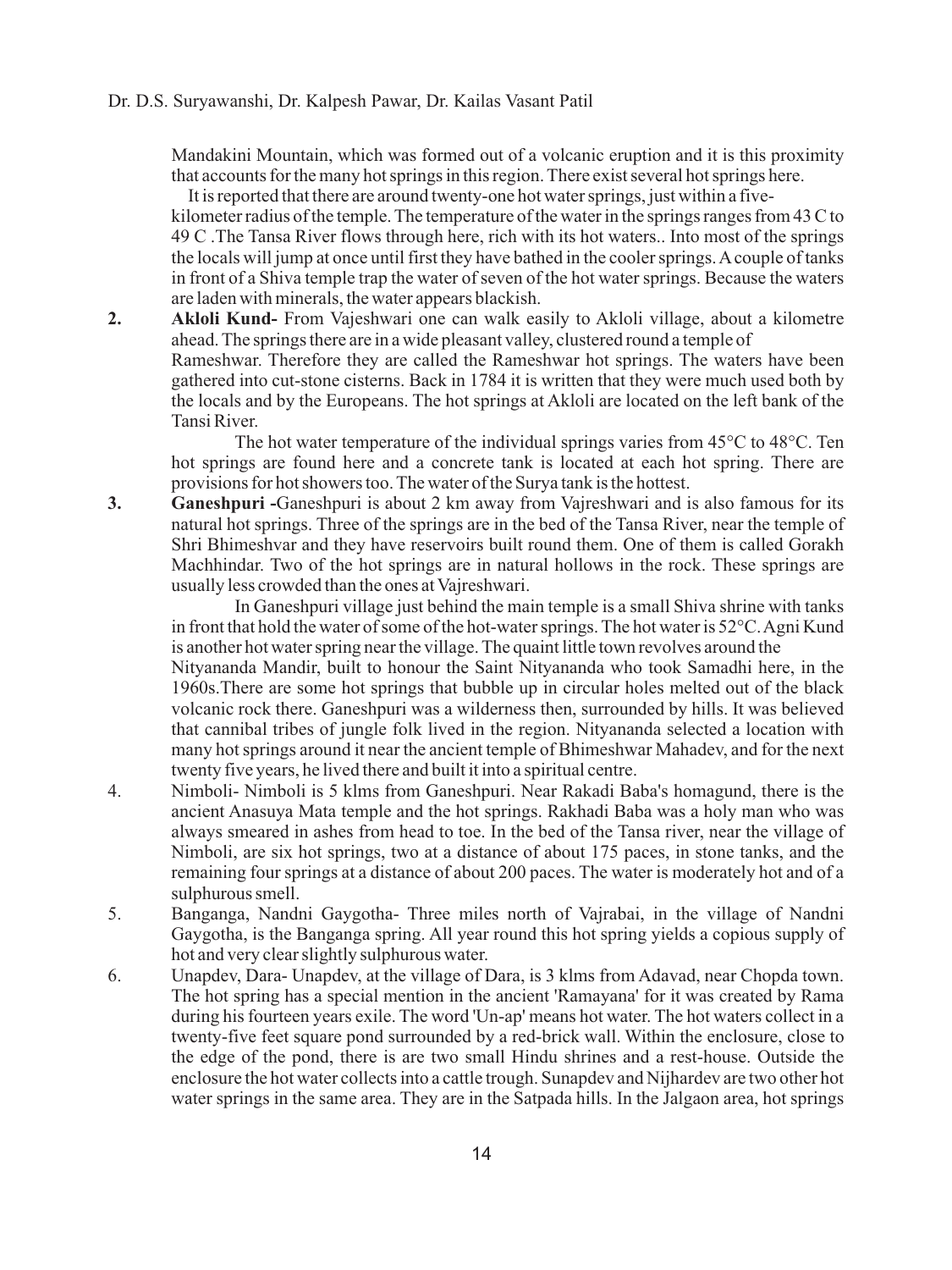Mandakini Mountain, which was formed out of a volcanic eruption and it is this proximity that accounts for the many hot springs in this region. There exist several hot springs here.

It is reported that there are around twenty-one hot water springs, just within a five-kilometer radius of the temple. The temperature of the water in the springs ranges from 43 C to 49 C .The Tansa River flows through here, rich with its hot waters.. Into most of the springs the locals will jump at once until first they have bathed in the cooler springs. A couple of tanks in front of a Shiva temple trap the water of seven of the hot water springs. Because the waters are laden with minerals, the water appears blackish.

2. **Akloli Kund-** From Vajeshwari one can walk easily to Akloli village, about a kilometre ahead. The springs there are in a wide pleasant valley, clustered round a temple of Rameshwar. Therefore they are called the Rameshwar hot springs. The waters have been gathered into cut-stone cisterns. Back in 1784 it is written that they were much used both by the locals and by the Europeans. The hot springs at Akloli are located on the left bank of the Tansi River.

   The hot water temperature of the individual springs varies from 45°C to 48°C. Ten hot springs are found here and a concrete tank is located at each hot spring. There are provisions for hot showers too. The water of the Surya tank is the hottest.

3. **Ganeshpuri -**Ganeshpuri is about 2 km away from Vajreshwari and is also famous for its natural hot springs. Three of the springs are in the bed of the Tansa River, near the temple of Shri Bhimeshvar and they have reservoirs built round them. One of them is called Gorakh Machhindar. Two of the hot springs are in natural hollows in the rock. These springs are usually less crowded than the ones at Vajreshwari.

   In Ganeshpuri village just behind the main temple is a small Shiva shrine with tanks in front that hold the water of some of the hot-water springs. The hot water is 52°C. Agni Kund is another hot water spring near the village. The quaint little town revolves around the Nityananda Mandir, built to honour the Saint Nityananda who took Samadhi here, in the 1960s.There are some hot springs that bubble up in circular holes melted out of the black volcanic rock there. Ganeshpuri was a wilderness then, surrounded by hills. It was believed that cannibal tribes of jungle folk lived in the region. Nityananda selected a location with many hot springs around it near the ancient temple of Bhimeshwar Mahadev, and for the next twenty five years, he lived there and built it into a spiritual centre.

4. Nimboli- Nimboli is 5 klms from Ganeshpuri. Near Rakadi Baba's homagund, there is the ancient Anasuya Mata temple and the hot springs. Rakhadi Baba was a holy man who was always smeared in ashes from head to toe. In the bed of the Tansa river, near the village of Nimboli, are six hot springs, two at a distance of about 175 paces, in stone tanks, and the remaining four springs at a distance of about 200 paces. The water is moderately hot and of a sulphurous smell.

5. Banganga, Nandni Gaygotha- Three miles north of Vajrabai, in the village of Nandni Gaygotha, is the Banganga spring. All year round this hot spring yields a copious supply of hot and very clear slightly sulphurous water.

6. Unapdev, Dara- Unapdev, at the village of Dara, is 3 klms from Adavad, near Chopda town. The hot spring has a special mention in the ancient 'Ramayana' for it was created by Rama during his fourteen years exile. The word 'Un-ap' means hot water. The hot waters collect in a twenty-five feet square pond surrounded by a red-brick wall. Within the enclosure, close to the edge of the pond, there is are two small Hindu shrines and a rest-house. Outside the enclosure the hot water collects into a cattle trough. Sunapdev and Nijhardev are two other hot water springs in the same area. They are in the Satpada hills. In the Jalgaon area, hot springs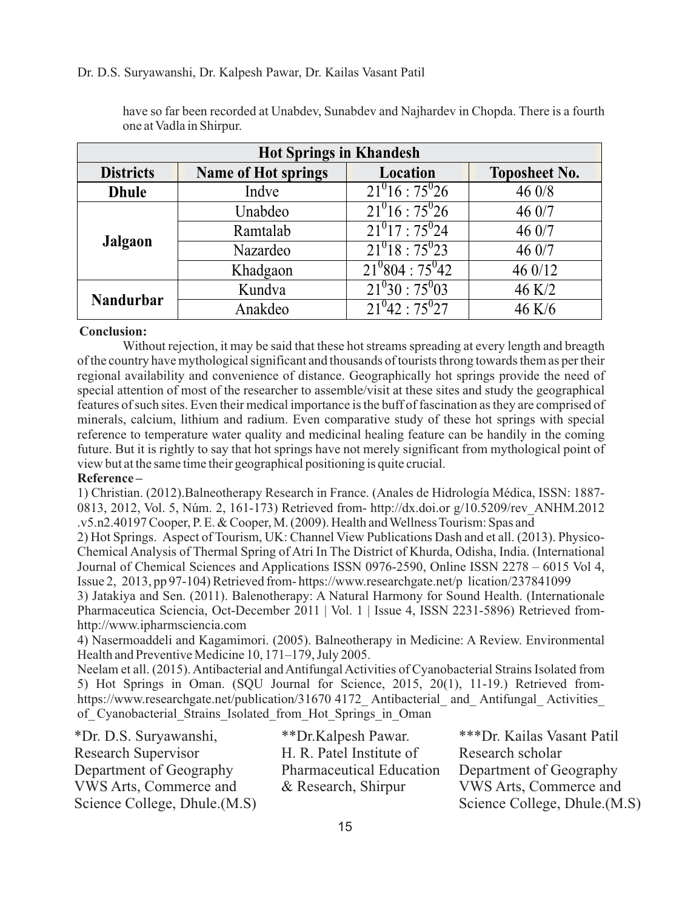have so far been recorded at Unabdev, Sunabdev and Najhardev in Chopda. There is a fourth one at Vadla in Shirpur.

| Hot Springs in Khandesh | | | |
|---|---|---|---|
| **Districts** | **Name of Hot springs** | **Location** | **Toposheet No.** |
| **Dhule** | Indve | $21^0 16 : 75^0 26$ | 46 0/8 |
| **Jalgaon** | Unabdeo | $21^0 16 : 75^0 26$ | 46 0/7 |
| | Ramtalab | $21^0 17 : 75^0 24$ | 46 0/7 |
| | Nazardeo | $21^0 18 : 75^0 23$ | 46 0/7 |
| | Khadgaon | $21^0 804 : 75^0 42$ | 46 0/12 |
| **Nandurbar** | Kundva | $21^0 30 : 75^0 03$ | 46 K/2 |
| | Anakdeo | $21^0 42 : 75^0 27$ | 46 K/6 |

**Conclusion:**

Without rejection, it may be said that these hot streams spreading at every length and breagth of the country have mythological significant and thousands of tourists throng towards them as per their regional availability and convenience of distance. Geographically hot springs provide the need of special attention of most of the researcher to assemble/visit at these sites and study the geographical features of such sites. Even their medical importance is the buff of fascination as they are comprised of minerals, calcium, lithium and radium. Even comparative study of these hot springs with special reference to temperature water quality and medicinal healing feature can be handily in the coming future. But it is rightly to say that hot springs have not merely significant from mythological point of view but at the same time their geographical positioning is quite crucial.

**Reference –**

1) Christian. (2012).Balneotherapy Research in France. (Anales de Hidrología Médica, ISSN: 1887-0813, 2012, Vol. 5, Núm. 2, 161-173) Retrieved from- http://dx.doi.or g/10.5209/rev_ANHM.2012 .v5.n2.40197 Cooper, P. E. & Cooper, M. (2009). Health and Wellness Tourism: Spas and

2) Hot Springs. Aspect of Tourism, UK: Channel View Publications Dash and et all. (2013). Physico-Chemical Analysis of Thermal Spring of Atri In The District of Khurda, Odisha, India. (International Journal of Chemical Sciences and Applications ISSN 0976-2590, Online ISSN 2278 – 6015 Vol 4, Issue 2, 2013, pp 97-104) Retrieved from- https://www.researchgate.net/p lication/237841099

3) Jatakiya and Sen. (2011). Balenotherapy: A Natural Harmony for Sound Health. (Internationale Pharmaceutica Sciencia, Oct-December 2011 | Vol. 1 | Issue 4, ISSN 2231-5896) Retrieved from- http://www.ipharmsciencia.com

4) Nasermoaddeli and Kagamimori. (2005). Balneotherapy in Medicine: A Review. Environmental Health and Preventive Medicine 10, 171–179, July 2005.

Neelam et all. (2015). Antibacterial and Antifungal Activities of Cyanobacterial Strains Isolated from 5) Hot Springs in Oman. (SQU Journal for Science, 2015, 20(1), 11-19.) Retrieved from- https://www.researchgate.net/publication/31670 4172_ Antibacterial_ and_ Antifungal_ Activities_ of_ Cyanobacterial_Strains_Isolated_from_Hot_Springs_in_Oman

*Dr. D.S. Suryawanshi,
Research Supervisor
Department of Geography
VWS Arts, Commerce and
Science College, Dhule.(M.S)

**Dr.Kalpesh Pawar.
H. R. Patel Institute of
Pharmaceutical Education
& Research, Shirpur

***Dr. Kailas Vasant Patil
Research scholar
Department of Geography
VWS Arts, Commerce and
Science College, Dhule.(M.S)